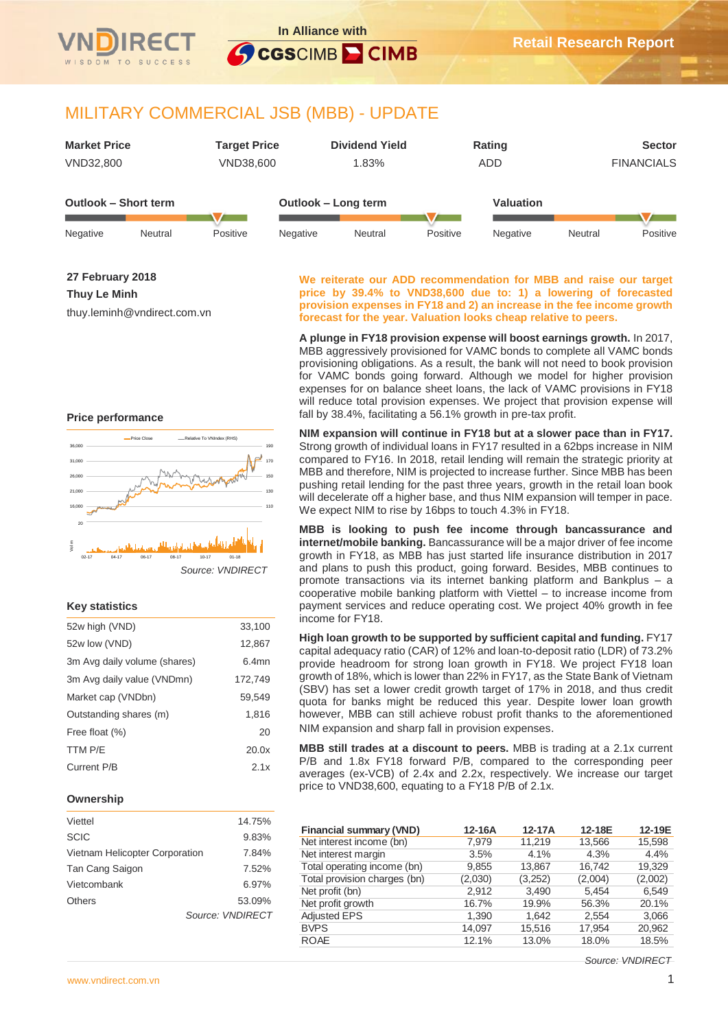# MILITARY COMMERCIAL JSB (MBB) - UPDATE

| Market Price | Target Price | Dividend Yield | Rating | Sector |
|---|---|---|---|---|
| VND32,800 | VND38,600 | 1.83% | ADD | FINANCIALS |

**Outlook – Short term**: Negative | Neutral | Positive

**Outlook – Long term**: Negative | Neutral | Positive

**Valuation**: Negative | Neutral | Positive

**27 February 2018**

**Thuy Le Minh**

thuy.leminh@vndirect.com.vn

**We reiterate our ADD recommendation for MBB and raise our target price by 39.4% to VND38,600 due to: 1) a lowering of forecasted provision expenses in FY18 and 2) an increase in the fee income growth forecast for the year. Valuation looks cheap relative to peers.**

**A plunge in FY18 provision expense will boost earnings growth.** In 2017, MBB aggressively provisioned for VAMC bonds to complete all VAMC bonds provisioning obligations. As a result, the bank will not need to book provision for VAMC bonds going forward. Although we model for higher provision expenses for on balance sheet loans, the lack of VAMC provisions in FY18 will reduce total provision expenses. We project that provision expense will fall by 38.4%, facilitating a 56.1% growth in pre-tax profit.

**NIM expansion will continue in FY18 but at a slower pace than in FY17.** Strong growth of individual loans in FY17 resulted in a 62bps increase in NIM compared to FY16. In 2018, retail lending will remain the strategic priority at MBB and therefore, NIM is projected to increase further. Since MBB has been pushing retail lending for the past three years, growth in the retail loan book will decelerate off a higher base, and thus NIM expansion will temper in pace. We expect NIM to rise by 16bps to touch 4.3% in FY18.

**MBB is looking to push fee income through bancassurance and internet/mobile banking.** Bancassurance will be a major driver of fee income growth in FY18, as MBB has just started life insurance distribution in 2017 and plans to push this product, going forward. Besides, MBB continues to promote transactions via its internet banking platform and Bankplus – a cooperative mobile banking platform with Viettel – to increase income from payment services and reduce operating cost. We project 40% growth in fee income for FY18.

**High loan growth to be supported by sufficient capital and funding.** FY17 capital adequacy ratio (CAR) of 12% and loan-to-deposit ratio (LDR) of 73.2% provide headroom for strong loan growth in FY18. We project FY18 loan growth of 18%, which is lower than 22% in FY17, as the State Bank of Vietnam (SBV) has set a lower credit growth target of 17% in 2018, and thus credit quota for banks might be reduced this year. Despite lower loan growth however, MBB can still achieve robust profit thanks to the aforementioned NIM expansion and sharp fall in provision expenses.

**MBB still trades at a discount to peers.** MBB is trading at a 2.1x current P/B and 1.8x FY18 forward P/B, compared to the corresponding peer averages (ex-VCB) of 2.4x and 2.2x, respectively. We increase our target price to VND38,600, equating to a FY18 P/B of 2.1x.

### Price performance

*Source: VNDIRECT*

### Key statistics

| | |
|---|---|
| 52w high (VND) | 33,100 |
| 52w low (VND) | 12,867 |
| 3m Avg daily volume (shares) | 6.4mn |
| 3m Avg daily value (VNDmn) | 172,749 |
| Market cap (VNDbn) | 59,549 |
| Outstanding shares (m) | 1,816 |
| Free float (%) | 20 |
| TTM P/E | 20.0x |
| Current P/B | 2.1x |

### Ownership

| | |
|---|---|
| Viettel | 14.75% |
| SCIC | 9.83% |
| Vietnam Helicopter Corporation | 7.84% |
| Tan Cang Saigon | 7.52% |
| Vietcombank | 6.97% |
| Others | 53.09% |

*Source: VNDIRECT*

| Financial summary (VND) | 12-16A | 12-17A | 12-18E | 12-19E |
|---|---|---|---|---|
| Net interest income (bn) | 7,979 | 11,219 | 13,566 | 15,598 |
| Net interest margin | 3.5% | 4.1% | 4.3% | 4.4% |
| Total operating income (bn) | 9,855 | 13,867 | 16,742 | 19,329 |
| Total provision charges (bn) | (2,030) | (3,252) | (2,004) | (2,002) |
| Net profit (bn) | 2,912 | 3,490 | 5,454 | 6,549 |
| Net profit growth | 16.7% | 19.9% | 56.3% | 20.1% |
| Adjusted EPS | 1,390 | 1,642 | 2,554 | 3,066 |
| BVPS | 14,097 | 15,516 | 17,954 | 20,962 |
| ROAE | 12.1% | 13.0% | 18.0% | 18.5% |

*Source: VNDIRECT*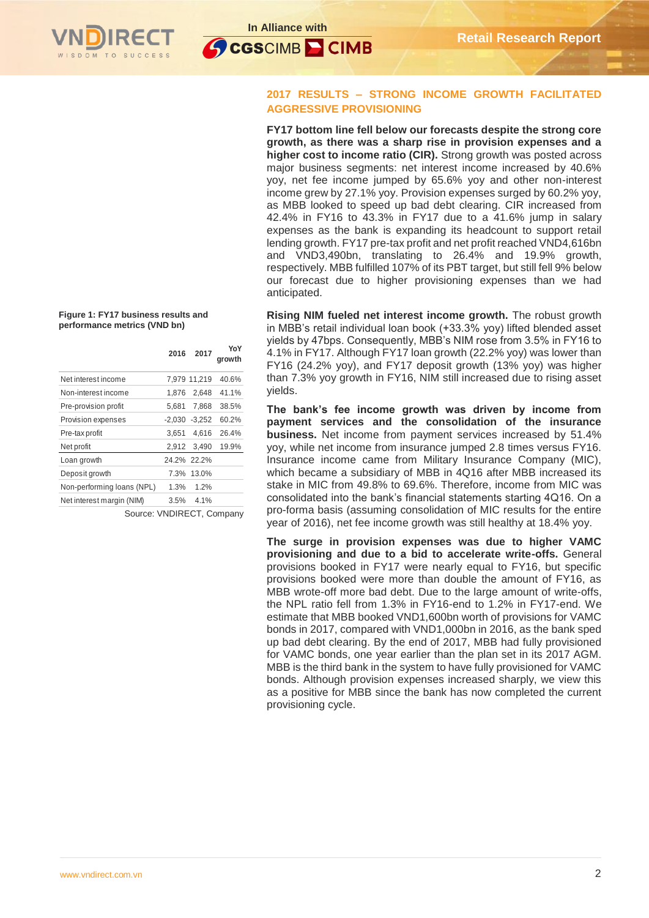## 2017 RESULTS – STRONG INCOME GROWTH FACILITATED AGGRESSIVE PROVISIONING

**FY17 bottom line fell below our forecasts despite the strong core growth, as there was a sharp rise in provision expenses and a higher cost to income ratio (CIR).** Strong growth was posted across major business segments: net interest income increased by 40.6% yoy, net fee income jumped by 65.6% yoy and other non-interest income grew by 27.1% yoy. Provision expenses surged by 60.2% yoy, as MBB looked to speed up bad debt clearing. CIR increased from 42.4% in FY16 to 43.3% in FY17 due to a 41.6% jump in salary expenses as the bank is expanding its headcount to support retail lending growth. FY17 pre-tax profit and net profit reached VND4,616bn and VND3,490bn, translating to 26.4% and 19.9% growth, respectively. MBB fulfilled 107% of its PBT target, but still fell 9% below our forecast due to higher provisioning expenses than we had anticipated.

**Figure 1: FY17 business results and performance metrics (VND bn)**

| | 2016 | 2017 | YoY growth |
|---|---|---|---|
| Net interest income | 7,979 | 11,219 | 40.6% |
| Non-interest income | 1,876 | 2,648 | 41.1% |
| Pre-provision profit | 5,681 | 7,868 | 38.5% |
| Provision expenses | -2,030 | -3,252 | 60.2% |
| Pre-tax profit | 3,651 | 4,616 | 26.4% |
| Net profit | 2,912 | 3,490 | 19.9% |
| Loan growth | 24.2% | 22.2% | |
| Deposit growth | 7.3% | 13.0% | |
| Non-performing loans (NPL) | 1.3% | 1.2% | |
| Net interest margin (NIM) | 3.5% | 4.1% | |

Source: VNDIRECT, Company

**Rising NIM fueled net interest income growth.** The robust growth in MBB's retail individual loan book (+33.3% yoy) lifted blended asset yields by 47bps. Consequently, MBB's NIM rose from 3.5% in FY16 to 4.1% in FY17. Although FY17 loan growth (22.2% yoy) was lower than FY16 (24.2% yoy), and FY17 deposit growth (13% yoy) was higher than 7.3% yoy growth in FY16, NIM still increased due to rising asset yields.

**The bank's fee income growth was driven by income from payment services and the consolidation of the insurance business.** Net income from payment services increased by 51.4% yoy, while net income from insurance jumped 2.8 times versus FY16. Insurance income came from Military Insurance Company (MIC), which became a subsidiary of MBB in 4Q16 after MBB increased its stake in MIC from 49.8% to 69.6%. Therefore, income from MIC was consolidated into the bank's financial statements starting 4Q16. On a pro-forma basis (assuming consolidation of MIC results for the entire year of 2016), net fee income growth was still healthy at 18.4% yoy.

**The surge in provision expenses was due to higher VAMC provisioning and due to a bid to accelerate write-offs.** General provisions booked in FY17 were nearly equal to FY16, but specific provisions booked were more than double the amount of FY16, as MBB wrote-off more bad debt. Due to the large amount of write-offs, the NPL ratio fell from 1.3% in FY16-end to 1.2% in FY17-end. We estimate that MBB booked VND1,600bn worth of provisions for VAMC bonds in 2017, compared with VND1,000bn in 2016, as the bank sped up bad debt clearing. By the end of 2017, MBB had fully provisioned for VAMC bonds, one year earlier than the plan set in its 2017 AGM. MBB is the third bank in the system to have fully provisioned for VAMC bonds. Although provision expenses increased sharply, we view this as a positive for MBB since the bank has now completed the current provisioning cycle.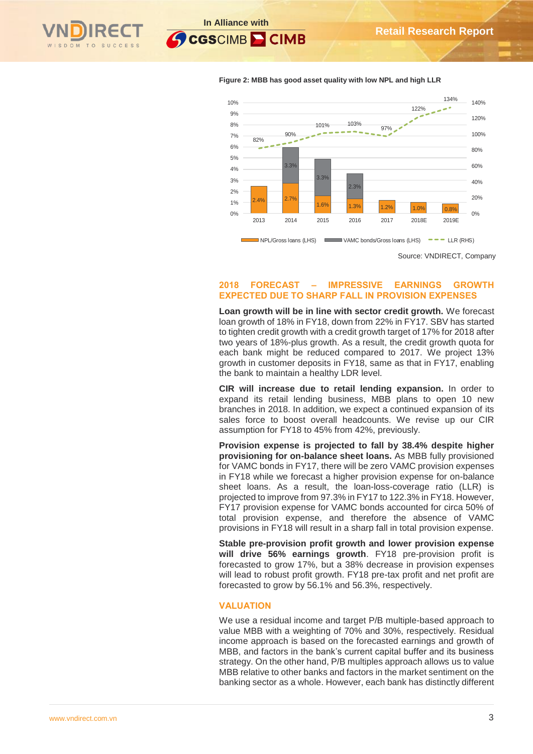**Figure 2: MBB has good asset quality with low NPL and high LLR**

| | 2013 | 2014 | 2015 | 2016 | 2017 | 2018E | 2019E |
|---|---|---|---|---|---|---|---|
| NPL/Gross loans (LHS) | 2.4% | 2.7% | 1.6% | 1.3% | 1.2% | 1.0% | 0.8% |
| VAMC bonds/Gross loans (LHS) | | 3.3% | 3.3% | 2.3% | | | |
| LLR (RHS) | 82% | 90% | 101% | 103% | 97% | 122% | 134% |

Source: VNDIRECT, Company

## 2018 FORECAST – IMPRESSIVE EARNINGS GROWTH EXPECTED DUE TO SHARP FALL IN PROVISION EXPENSES

**Loan growth will be in line with sector credit growth.** We forecast loan growth of 18% in FY18, down from 22% in FY17. SBV has started to tighten credit growth with a credit growth target of 17% for 2018 after two years of 18%-plus growth. As a result, the credit growth quota for each bank might be reduced compared to 2017. We project 13% growth in customer deposits in FY18, same as that in FY17, enabling the bank to maintain a healthy LDR level.

**CIR will increase due to retail lending expansion.** In order to expand its retail lending business, MBB plans to open 10 new branches in 2018. In addition, we expect a continued expansion of its sales force to boost overall headcounts. We revise up our CIR assumption for FY18 to 45% from 42%, previously.

**Provision expense is projected to fall by 38.4% despite higher provisioning for on-balance sheet loans.** As MBB fully provisioned for VAMC bonds in FY17, there will be zero VAMC provision expenses in FY18 while we forecast a higher provision expense for on-balance sheet loans. As a result, the loan-loss-coverage ratio (LLR) is projected to improve from 97.3% in FY17 to 122.3% in FY18. However, FY17 provision expense for VAMC bonds accounted for circa 50% of total provision expense, and therefore the absence of VAMC provisions in FY18 will result in a sharp fall in total provision expense.

**Stable pre-provision profit growth and lower provision expense will drive 56% earnings growth**. FY18 pre-provision profit is forecasted to grow 17%, but a 38% decrease in provision expenses will lead to robust profit growth. FY18 pre-tax profit and net profit are forecasted to grow by 56.1% and 56.3%, respectively.

## VALUATION

We use a residual income and target P/B multiple-based approach to value MBB with a weighting of 70% and 30%, respectively. Residual income approach is based on the forecasted earnings and growth of MBB, and factors in the bank's current capital buffer and its business strategy. On the other hand, P/B multiples approach allows us to value MBB relative to other banks and factors in the market sentiment on the banking sector as a whole. However, each bank has distinctly different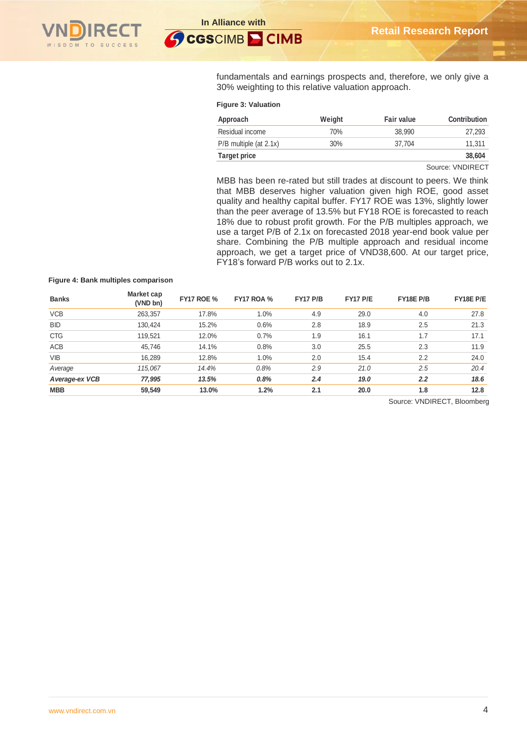fundamentals and earnings prospects and, therefore, we only give a 30% weighting to this relative valuation approach.

**Figure 3: Valuation**

| Approach | Weight | Fair value | Contribution |
|---|---|---|---|
| Residual income | 70% | 38,990 | 27,293 |
| P/B multiple (at 2.1x) | 30% | 37,704 | 11,311 |
| **Target price** | | | **38,604** |

Source: VNDIRECT

MBB has been re-rated but still trades at discount to peers. We think that MBB deserves higher valuation given high ROE, good asset quality and healthy capital buffer. FY17 ROE was 13%, slightly lower than the peer average of 13.5% but FY18 ROE is forecasted to reach 18% due to robust profit growth. For the P/B multiples approach, we use a target P/B of 2.1x on forecasted 2018 year-end book value per share. Combining the P/B multiple approach and residual income approach, we get a target price of VND38,600. At our target price, FY18's forward P/B works out to 2.1x.

**Figure 4: Bank multiples comparison**

| Banks | Market cap (VND bn) | FY17 ROE % | FY17 ROA % | FY17 P/B | FY17 P/E | FY18E P/B | FY18E P/E |
|---|---|---|---|---|---|---|---|
| VCB | 263,357 | 17.8% | 1.0% | 4.9 | 29.0 | 4.0 | 27.8 |
| BID | 130,424 | 15.2% | 0.6% | 2.8 | 18.9 | 2.5 | 21.3 |
| CTG | 119,521 | 12.0% | 0.7% | 1.9 | 16.1 | 1.7 | 17.1 |
| ACB | 45,746 | 14.1% | 0.8% | 3.0 | 25.5 | 2.3 | 11.9 |
| VIB | 16,289 | 12.8% | 1.0% | 2.0 | 15.4 | 2.2 | 24.0 |
| *Average* | *115,067* | *14.4%* | *0.8%* | *2.9* | *21.0* | *2.5* | *20.4* |
| ***Average-ex VCB*** | ***77,995*** | ***13.5%*** | ***0.8%*** | ***2.4*** | ***19.0*** | ***2.2*** | ***18.6*** |
| **MBB** | **59,549** | **13.0%** | **1.2%** | **2.1** | **20.0** | **1.8** | **12.8** |

Source: VNDIRECT, Bloomberg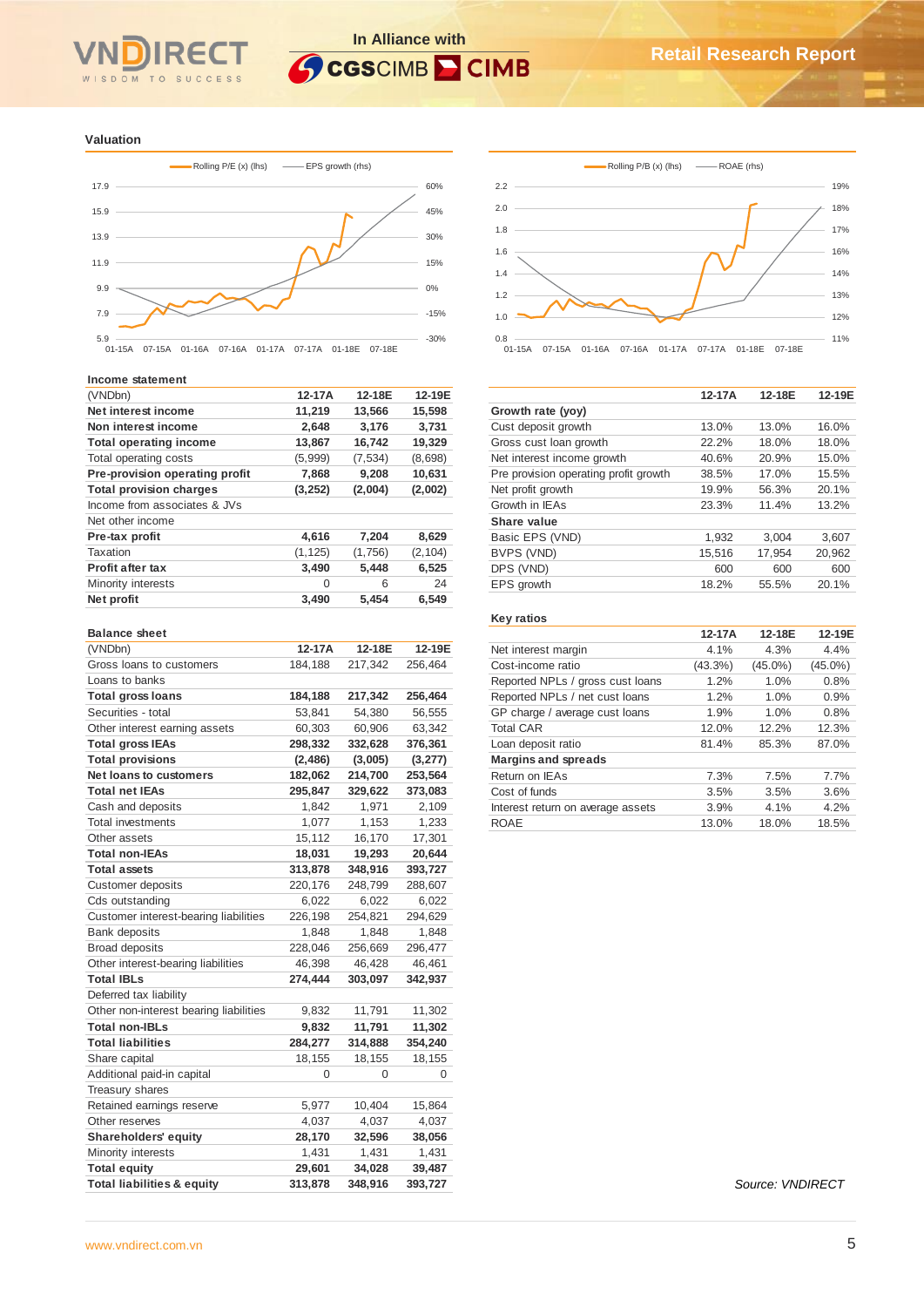## Valuation

Rolling P/E (x) (lhs) — EPS growth (rhs)

Rolling P/B (x) (lhs) — ROAE (rhs)

### Income statement

| (VNDbn) | 12-17A | 12-18E | 12-19E |
|---|---|---|---|
| **Net interest income** | **11,219** | **13,566** | **15,598** |
| **Non interest income** | **2,648** | **3,176** | **3,731** |
| **Total operating income** | **13,867** | **16,742** | **19,329** |
| Total operating costs | (5,999) | (7,534) | (8,698) |
| **Pre-provision operating profit** | **7,868** | **9,208** | **10,631** |
| **Total provision charges** | **(3,252)** | **(2,004)** | **(2,002)** |
| Income from associates & JVs | | | |
| Net other income | | | |
| **Pre-tax profit** | **4,616** | **7,204** | **8,629** |
| Taxation | (1,125) | (1,756) | (2,104) |
| **Profit after tax** | **3,490** | **5,448** | **6,525** |
| Minority interests | 0 | 6 | 24 |
| **Net profit** | **3,490** | **5,454** | **6,549** |

| | 12-17A | 12-18E | 12-19E |
|---|---|---|---|
| **Growth rate (yoy)** | | | |
| Cust deposit growth | 13.0% | 13.0% | 16.0% |
| Gross cust loan growth | 22.2% | 18.0% | 18.0% |
| Net interest income growth | 40.6% | 20.9% | 15.0% |
| Pre provision operating profit growth | 38.5% | 17.0% | 15.5% |
| Net profit growth | 19.9% | 56.3% | 20.1% |
| Growth in IEAs | 23.3% | 11.4% | 13.2% |
| **Share value** | | | |
| Basic EPS (VND) | 1,932 | 3,004 | 3,607 |
| BVPS (VND) | 15,516 | 17,954 | 20,962 |
| DPS (VND) | 600 | 600 | 600 |
| EPS growth | 18.2% | 55.5% | 20.1% |

### Balance sheet

| (VNDbn) | 12-17A | 12-18E | 12-19E |
|---|---|---|---|
| Gross loans to customers | 184,188 | 217,342 | 256,464 |
| Loans to banks | | | |
| **Total gross loans** | **184,188** | **217,342** | **256,464** |
| Securities - total | 53,841 | 54,380 | 56,555 |
| Other interest earning assets | 60,303 | 60,906 | 63,342 |
| **Total gross IEAs** | **298,332** | **332,628** | **376,361** |
| **Total provisions** | **(2,486)** | **(3,005)** | **(3,277)** |
| **Net loans to customers** | **182,062** | **214,700** | **253,564** |
| **Total net IEAs** | **295,847** | **329,622** | **373,083** |
| Cash and deposits | 1,842 | 1,971 | 2,109 |
| Total investments | 1,077 | 1,153 | 1,233 |
| Other assets | 15,112 | 16,170 | 17,301 |
| **Total non-IEAs** | **18,031** | **19,293** | **20,644** |
| **Total assets** | **313,878** | **348,916** | **393,727** |
| Customer deposits | 220,176 | 248,799 | 288,607 |
| Cds outstanding | 6,022 | 6,022 | 6,022 |
| Customer interest-bearing liabilities | 226,198 | 254,821 | 294,629 |
| Bank deposits | 1,848 | 1,848 | 1,848 |
| Broad deposits | 228,046 | 256,669 | 296,477 |
| Other interest-bearing liabilities | 46,398 | 46,428 | 46,461 |
| **Total IBLs** | **274,444** | **303,097** | **342,937** |
| Deferred tax liability | | | |
| Other non-interest bearing liabilities | 9,832 | 11,791 | 11,302 |
| **Total non-IBLs** | **9,832** | **11,791** | **11,302** |
| **Total liabilities** | **284,277** | **314,888** | **354,240** |
| Share capital | 18,155 | 18,155 | 18,155 |
| Additional paid-in capital | 0 | 0 | 0 |
| Treasury shares | | | |
| Retained earnings reserve | 5,977 | 10,404 | 15,864 |
| Other reserves | 4,037 | 4,037 | 4,037 |
| **Shareholders' equity** | **28,170** | **32,596** | **38,056** |
| Minority interests | 1,431 | 1,431 | 1,431 |
| **Total equity** | **29,601** | **34,028** | **39,487** |
| **Total liabilities & equity** | **313,878** | **348,916** | **393,727** |

### Key ratios

| | 12-17A | 12-18E | 12-19E |
|---|---|---|---|
| Net interest margin | 4.1% | 4.3% | 4.4% |
| Cost-income ratio | (43.3%) | (45.0%) | (45.0%) |
| Reported NPLs / gross cust loans | 1.2% | 1.0% | 0.8% |
| Reported NPLs / net cust loans | 1.2% | 1.0% | 0.9% |
| GP charge / average cust loans | 1.9% | 1.0% | 0.8% |
| Total CAR | 12.0% | 12.2% | 12.3% |
| Loan deposit ratio | 81.4% | 85.3% | 87.0% |
| **Margins and spreads** | | | |
| Return on IEAs | 7.3% | 7.5% | 7.7% |
| Cost of funds | 3.5% | 3.5% | 3.6% |
| Interest return on average assets | 3.9% | 4.1% | 4.2% |
| ROAE | 13.0% | 18.0% | 18.5% |

*Source: VNDIRECT*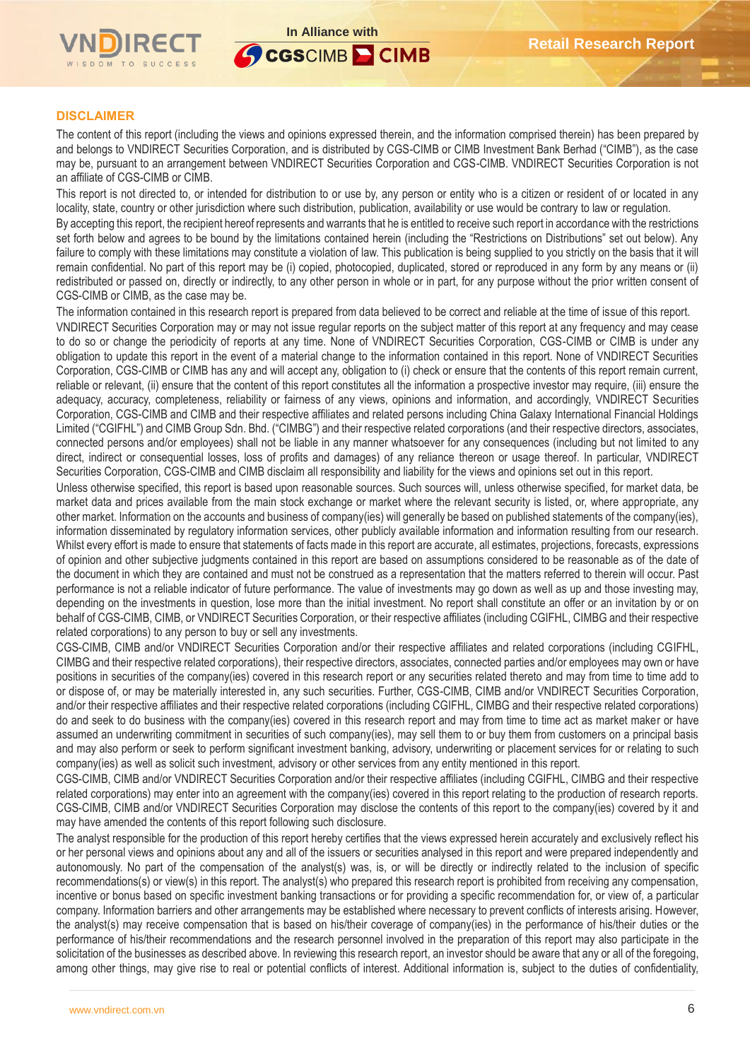## DISCLAIMER

The content of this report (including the views and opinions expressed therein, and the information comprised therein) has been prepared by and belongs to VNDIRECT Securities Corporation, and is distributed by CGS-CIMB or CIMB Investment Bank Berhad ("CIMB"), as the case may be, pursuant to an arrangement between VNDIRECT Securities Corporation and CGS-CIMB. VNDIRECT Securities Corporation is not an affiliate of CGS-CIMB or CIMB.

This report is not directed to, or intended for distribution to or use by, any person or entity who is a citizen or resident of or located in any locality, state, country or other jurisdiction where such distribution, publication, availability or use would be contrary to law or regulation.

By accepting this report, the recipient hereof represents and warrants that he is entitled to receive such report in accordance with the restrictions set forth below and agrees to be bound by the limitations contained herein (including the "Restrictions on Distributions" set out below). Any failure to comply with these limitations may constitute a violation of law. This publication is being supplied to you strictly on the basis that it will remain confidential. No part of this report may be (i) copied, photocopied, duplicated, stored or reproduced in any form by any means or (ii) redistributed or passed on, directly or indirectly, to any other person in whole or in part, for any purpose without the prior written consent of CGS-CIMB or CIMB, as the case may be.

The information contained in this research report is prepared from data believed to be correct and reliable at the time of issue of this report. VNDIRECT Securities Corporation may or may not issue regular reports on the subject matter of this report at any frequency and may cease to do so or change the periodicity of reports at any time. None of VNDIRECT Securities Corporation, CGS-CIMB or CIMB is under any obligation to update this report in the event of a material change to the information contained in this report. None of VNDIRECT Securities Corporation, CGS-CIMB or CIMB has any and will accept any, obligation to (i) check or ensure that the contents of this report remain current, reliable or relevant, (ii) ensure that the content of this report constitutes all the information a prospective investor may require, (iii) ensure the adequacy, accuracy, completeness, reliability or fairness of any views, opinions and information, and accordingly, VNDIRECT Securities Corporation, CGS-CIMB and CIMB and their respective affiliates and related persons including China Galaxy International Financial Holdings Limited ("CGIFHL") and CIMB Group Sdn. Bhd. ("CIMBG") and their respective related corporations (and their respective directors, associates, connected persons and/or employees) shall not be liable in any manner whatsoever for any consequences (including but not limited to any direct, indirect or consequential losses, loss of profits and damages) of any reliance thereon or usage thereof. In particular, VNDIRECT Securities Corporation, CGS-CIMB and CIMB disclaim all responsibility and liability for the views and opinions set out in this report.

Unless otherwise specified, this report is based upon reasonable sources. Such sources will, unless otherwise specified, for market data, be market data and prices available from the main stock exchange or market where the relevant security is listed, or, where appropriate, any other market. Information on the accounts and business of company(ies) will generally be based on published statements of the company(ies), information disseminated by regulatory information services, other publicly available information and information resulting from our research. Whilst every effort is made to ensure that statements of facts made in this report are accurate, all estimates, projections, forecasts, expressions of opinion and other subjective judgments contained in this report are based on assumptions considered to be reasonable as of the date of the document in which they are contained and must not be construed as a representation that the matters referred to therein will occur. Past performance is not a reliable indicator of future performance. The value of investments may go down as well as up and those investing may, depending on the investments in question, lose more than the initial investment. No report shall constitute an offer or an invitation by or on behalf of CGS-CIMB, CIMB, or VNDIRECT Securities Corporation, or their respective affiliates (including CGIFHL, CIMBG and their respective related corporations) to any person to buy or sell any investments.

CGS-CIMB, CIMB and/or VNDIRECT Securities Corporation and/or their respective affiliates and related corporations (including CGIFHL, CIMBG and their respective related corporations), their respective directors, associates, connected parties and/or employees may own or have positions in securities of the company(ies) covered in this research report or any securities related thereto and may from time to time add to or dispose of, or may be materially interested in, any such securities. Further, CGS-CIMB, CIMB and/or VNDIRECT Securities Corporation, and/or their respective affiliates and their respective related corporations (including CGIFHL, CIMBG and their respective related corporations) do and seek to do business with the company(ies) covered in this research report and may from time to time act as market maker or have assumed an underwriting commitment in securities of such company(ies), may sell them to or buy them from customers on a principal basis and may also perform or seek to perform significant investment banking, advisory, underwriting or placement services for or relating to such company(ies) as well as solicit such investment, advisory or other services from any entity mentioned in this report.

CGS-CIMB, CIMB and/or VNDIRECT Securities Corporation and/or their respective affiliates (including CGIFHL, CIMBG and their respective related corporations) may enter into an agreement with the company(ies) covered in this report relating to the production of research reports. CGS-CIMB, CIMB and/or VNDIRECT Securities Corporation may disclose the contents of this report to the company(ies) covered by it and may have amended the contents of this report following such disclosure.

The analyst responsible for the production of this report hereby certifies that the views expressed herein accurately and exclusively reflect his or her personal views and opinions about any and all of the issuers or securities analysed in this report and were prepared independently and autonomously. No part of the compensation of the analyst(s) was, is, or will be directly or indirectly related to the inclusion of specific recommendations(s) or view(s) in this report. The analyst(s) who prepared this research report is prohibited from receiving any compensation, incentive or bonus based on specific investment banking transactions or for providing a specific recommendation for, or view of, a particular company. Information barriers and other arrangements may be established where necessary to prevent conflicts of interests arising. However, the analyst(s) may receive compensation that is based on his/their coverage of company(ies) in the performance of his/their duties or the performance of his/their recommendations and the research personnel involved in the preparation of this report may also participate in the solicitation of the businesses as described above. In reviewing this research report, an investor should be aware that any or all of the foregoing, among other things, may give rise to real or potential conflicts of interest. Additional information is, subject to the duties of confidentiality,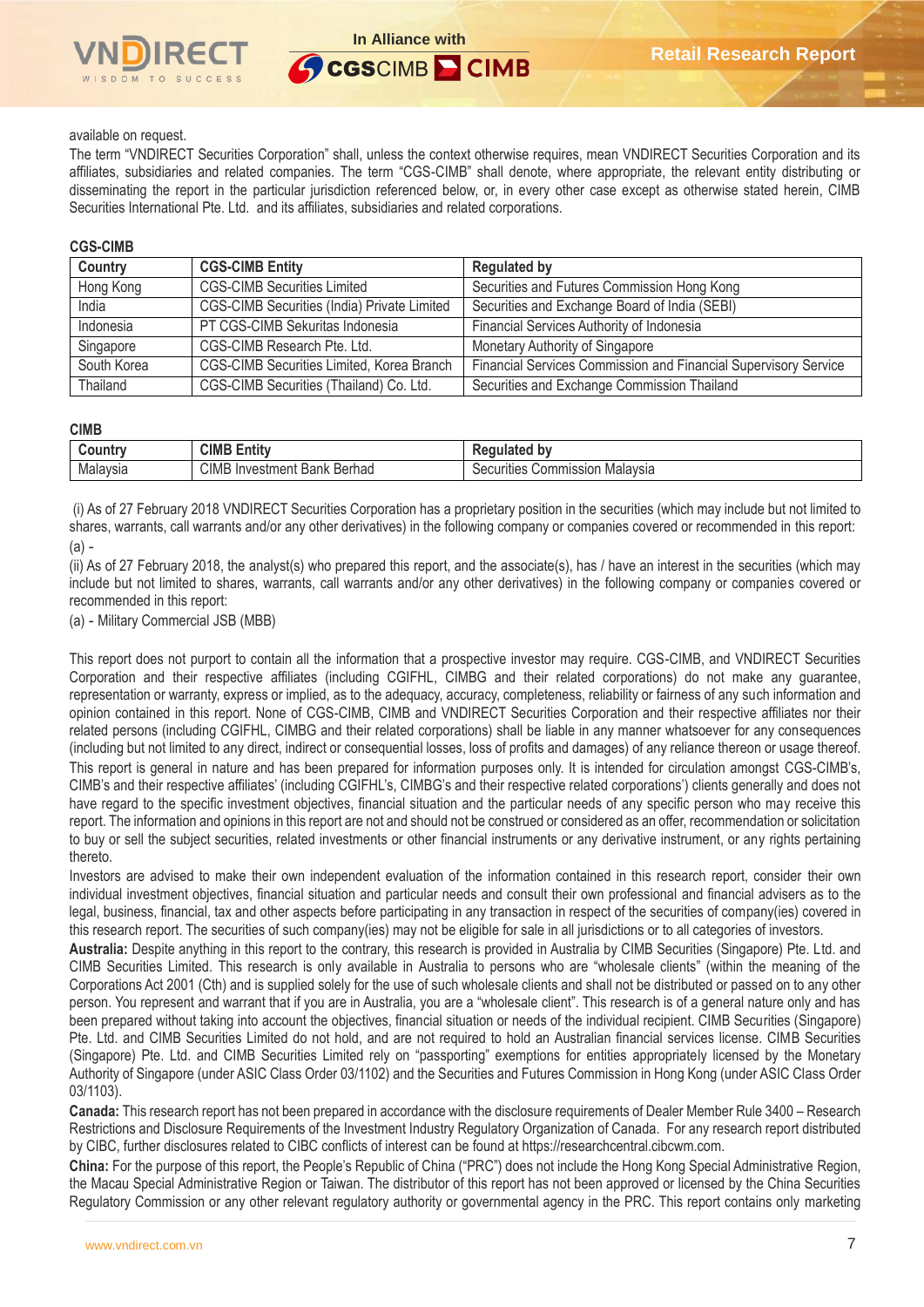available on request.

The term "VNDIRECT Securities Corporation" shall, unless the context otherwise requires, mean VNDIRECT Securities Corporation and its affiliates, subsidiaries and related companies. The term "CGS-CIMB" shall denote, where appropriate, the relevant entity distributing or disseminating the report in the particular jurisdiction referenced below, or, in every other case except as otherwise stated herein, CIMB Securities International Pte. Ltd. and its affiliates, subsidiaries and related corporations.

**CGS-CIMB**

| Country | CGS-CIMB Entity | Regulated by |
|---|---|---|
| Hong Kong | CGS-CIMB Securities Limited | Securities and Futures Commission Hong Kong |
| India | CGS-CIMB Securities (India) Private Limited | Securities and Exchange Board of India (SEBI) |
| Indonesia | PT CGS-CIMB Sekuritas Indonesia | Financial Services Authority of Indonesia |
| Singapore | CGS-CIMB Research Pte. Ltd. | Monetary Authority of Singapore |
| South Korea | CGS-CIMB Securities Limited, Korea Branch | Financial Services Commission and Financial Supervisory Service |
| Thailand | CGS-CIMB Securities (Thailand) Co. Ltd. | Securities and Exchange Commission Thailand |

**CIMB**

| Country | CIMB Entity | Regulated by |
|---|---|---|
| Malaysia | CIMB Investment Bank Berhad | Securities Commission Malaysia |

(i) As of 27 February 2018 VNDIRECT Securities Corporation has a proprietary position in the securities (which may include but not limited to shares, warrants, call warrants and/or any other derivatives) in the following company or companies covered or recommended in this report:

(a) -

(ii) As of 27 February 2018, the analyst(s) who prepared this report, and the associate(s), has / have an interest in the securities (which may include but not limited to shares, warrants, call warrants and/or any other derivatives) in the following company or companies covered or recommended in this report:

(a) - Military Commercial JSB (MBB)

This report does not purport to contain all the information that a prospective investor may require. CGS-CIMB, and VNDIRECT Securities Corporation and their respective affiliates (including CGIFHL, CIMBG and their related corporations) do not make any guarantee, representation or warranty, express or implied, as to the adequacy, accuracy, completeness, reliability or fairness of any such information and opinion contained in this report. None of CGS-CIMB, CIMB and VNDIRECT Securities Corporation and their respective affiliates nor their related persons (including CGIFHL, CIMBG and their related corporations) shall be liable in any manner whatsoever for any consequences (including but not limited to any direct, indirect or consequential losses, loss of profits and damages) of any reliance thereon or usage thereof.

This report is general in nature and has been prepared for information purposes only. It is intended for circulation amongst CGS-CIMB's, CIMB's and their respective affiliates' (including CGIFHL's, CIMBG's and their respective related corporations') clients generally and does not have regard to the specific investment objectives, financial situation and the particular needs of any specific person who may receive this report. The information and opinions in this report are not and should not be construed or considered as an offer, recommendation or solicitation to buy or sell the subject securities, related investments or other financial instruments or any derivative instrument, or any rights pertaining thereto.

Investors are advised to make their own independent evaluation of the information contained in this research report, consider their own individual investment objectives, financial situation and particular needs and consult their own professional and financial advisers as to the legal, business, financial, tax and other aspects before participating in any transaction in respect of the securities of company(ies) covered in this research report. The securities of such company(ies) may not be eligible for sale in all jurisdictions or to all categories of investors.

**Australia:** Despite anything in this report to the contrary, this research is provided in Australia by CIMB Securities (Singapore) Pte. Ltd. and CIMB Securities Limited. This research is only available in Australia to persons who are "wholesale clients" (within the meaning of the Corporations Act 2001 (Cth) and is supplied solely for the use of such wholesale clients and shall not be distributed or passed on to any other person. You represent and warrant that if you are in Australia, you are a "wholesale client". This research is of a general nature only and has been prepared without taking into account the objectives, financial situation or needs of the individual recipient. CIMB Securities (Singapore) Pte. Ltd. and CIMB Securities Limited do not hold, and are not required to hold an Australian financial services license. CIMB Securities (Singapore) Pte. Ltd. and CIMB Securities Limited rely on "passporting" exemptions for entities appropriately licensed by the Monetary Authority of Singapore (under ASIC Class Order 03/1102) and the Securities and Futures Commission in Hong Kong (under ASIC Class Order 03/1103).

**Canada:** This research report has not been prepared in accordance with the disclosure requirements of Dealer Member Rule 3400 – Research Restrictions and Disclosure Requirements of the Investment Industry Regulatory Organization of Canada. For any research report distributed by CIBC, further disclosures related to CIBC conflicts of interest can be found at https://researchcentral.cibcwm.com.

**China:** For the purpose of this report, the People's Republic of China ("PRC") does not include the Hong Kong Special Administrative Region, the Macau Special Administrative Region or Taiwan. The distributor of this report has not been approved or licensed by the China Securities Regulatory Commission or any other relevant regulatory authority or governmental agency in the PRC. This report contains only marketing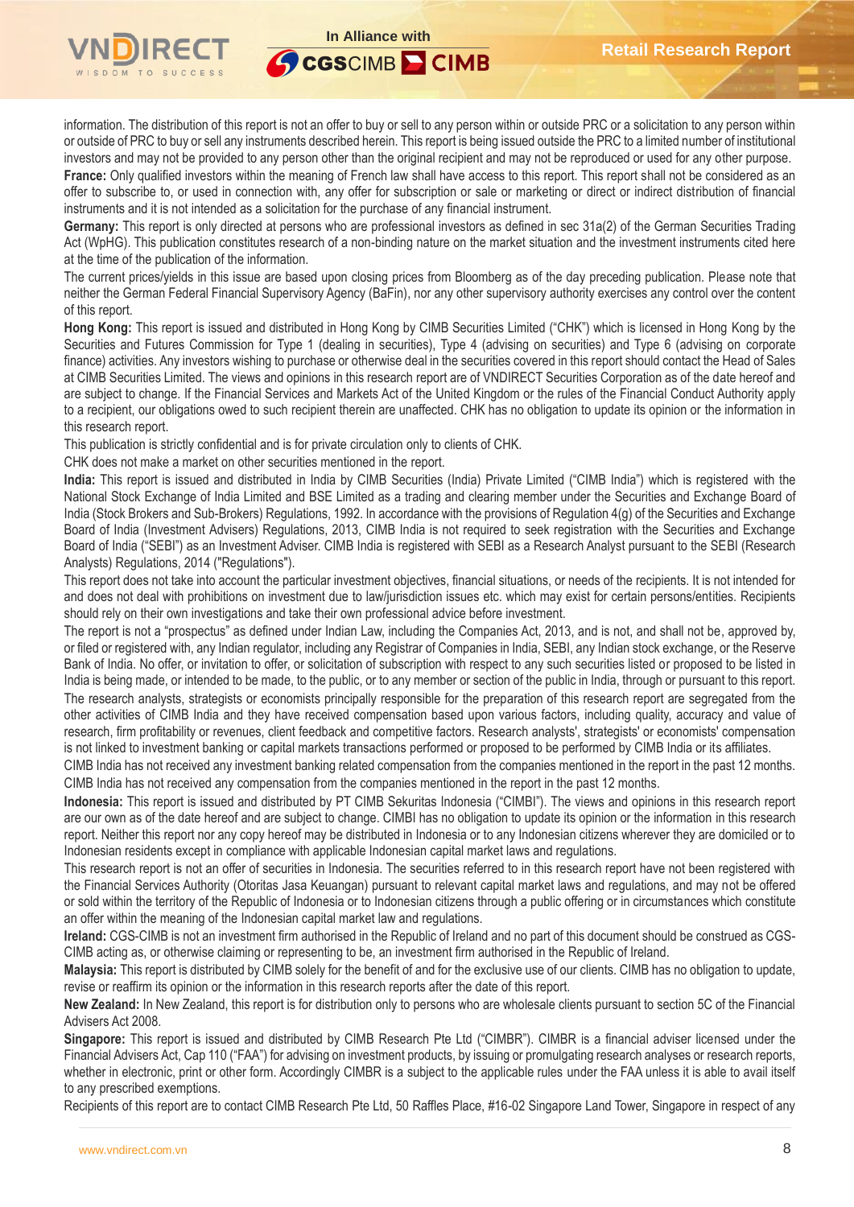information. The distribution of this report is not an offer to buy or sell to any person within or outside PRC or a solicitation to any person within or outside of PRC to buy or sell any instruments described herein. This report is being issued outside the PRC to a limited number of institutional investors and may not be provided to any person other than the original recipient and may not be reproduced or used for any other purpose.

**France:** Only qualified investors within the meaning of French law shall have access to this report. This report shall not be considered as an offer to subscribe to, or used in connection with, any offer for subscription or sale or marketing or direct or indirect distribution of financial instruments and it is not intended as a solicitation for the purchase of any financial instrument.

**Germany:** This report is only directed at persons who are professional investors as defined in sec 31a(2) of the German Securities Trading Act (WpHG). This publication constitutes research of a non-binding nature on the market situation and the investment instruments cited here at the time of the publication of the information.

The current prices/yields in this issue are based upon closing prices from Bloomberg as of the day preceding publication. Please note that neither the German Federal Financial Supervisory Agency (BaFin), nor any other supervisory authority exercises any control over the content of this report.

**Hong Kong:** This report is issued and distributed in Hong Kong by CIMB Securities Limited ("CHK") which is licensed in Hong Kong by the Securities and Futures Commission for Type 1 (dealing in securities), Type 4 (advising on securities) and Type 6 (advising on corporate finance) activities. Any investors wishing to purchase or otherwise deal in the securities covered in this report should contact the Head of Sales at CIMB Securities Limited. The views and opinions in this research report are of VNDIRECT Securities Corporation as of the date hereof and are subject to change. If the Financial Services and Markets Act of the United Kingdom or the rules of the Financial Conduct Authority apply to a recipient, our obligations owed to such recipient therein are unaffected. CHK has no obligation to update its opinion or the information in this research report.

This publication is strictly confidential and is for private circulation only to clients of CHK.

CHK does not make a market on other securities mentioned in the report.

**India:** This report is issued and distributed in India by CIMB Securities (India) Private Limited ("CIMB India") which is registered with the National Stock Exchange of India Limited and BSE Limited as a trading and clearing member under the Securities and Exchange Board of India (Stock Brokers and Sub-Brokers) Regulations, 1992. In accordance with the provisions of Regulation 4(g) of the Securities and Exchange Board of India (Investment Advisers) Regulations, 2013, CIMB India is not required to seek registration with the Securities and Exchange Board of India ("SEBI") as an Investment Adviser. CIMB India is registered with SEBI as a Research Analyst pursuant to the SEBI (Research Analysts) Regulations, 2014 ("Regulations").

This report does not take into account the particular investment objectives, financial situations, or needs of the recipients. It is not intended for and does not deal with prohibitions on investment due to law/jurisdiction issues etc. which may exist for certain persons/entities. Recipients should rely on their own investigations and take their own professional advice before investment.

The report is not a "prospectus" as defined under Indian Law, including the Companies Act, 2013, and is not, and shall not be, approved by, or filed or registered with, any Indian regulator, including any Registrar of Companies in India, SEBI, any Indian stock exchange, or the Reserve Bank of India. No offer, or invitation to offer, or solicitation of subscription with respect to any such securities listed or proposed to be listed in India is being made, or intended to be made, to the public, or to any member or section of the public in India, through or pursuant to this report.

The research analysts, strategists or economists principally responsible for the preparation of this research report are segregated from the other activities of CIMB India and they have received compensation based upon various factors, including quality, accuracy and value of research, firm profitability or revenues, client feedback and competitive factors. Research analysts', strategists' or economists' compensation is not linked to investment banking or capital markets transactions performed or proposed to be performed by CIMB India or its affiliates.

CIMB India has not received any investment banking related compensation from the companies mentioned in the report in the past 12 months.

CIMB India has not received any compensation from the companies mentioned in the report in the past 12 months.

**Indonesia:** This report is issued and distributed by PT CIMB Sekuritas Indonesia ("CIMBI"). The views and opinions in this research report are our own as of the date hereof and are subject to change. CIMBI has no obligation to update its opinion or the information in this research report. Neither this report nor any copy hereof may be distributed in Indonesia or to any Indonesian citizens wherever they are domiciled or to Indonesian residents except in compliance with applicable Indonesian capital market laws and regulations.

This research report is not an offer of securities in Indonesia. The securities referred to in this research report have not been registered with the Financial Services Authority (Otoritas Jasa Keuangan) pursuant to relevant capital market laws and regulations, and may not be offered or sold within the territory of the Republic of Indonesia or to Indonesian citizens through a public offering or in circumstances which constitute an offer within the meaning of the Indonesian capital market law and regulations.

**Ireland:** CGS-CIMB is not an investment firm authorised in the Republic of Ireland and no part of this document should be construed as CGS-CIMB acting as, or otherwise claiming or representing to be, an investment firm authorised in the Republic of Ireland.

**Malaysia:** This report is distributed by CIMB solely for the benefit of and for the exclusive use of our clients. CIMB has no obligation to update, revise or reaffirm its opinion or the information in this research reports after the date of this report.

**New Zealand:** In New Zealand, this report is for distribution only to persons who are wholesale clients pursuant to section 5C of the Financial Advisers Act 2008.

**Singapore:** This report is issued and distributed by CIMB Research Pte Ltd ("CIMBR"). CIMBR is a financial adviser licensed under the Financial Advisers Act, Cap 110 ("FAA") for advising on investment products, by issuing or promulgating research analyses or research reports, whether in electronic, print or other form. Accordingly CIMBR is a subject to the applicable rules under the FAA unless it is able to avail itself to any prescribed exemptions.

Recipients of this report are to contact CIMB Research Pte Ltd, 50 Raffles Place, #16-02 Singapore Land Tower, Singapore in respect of any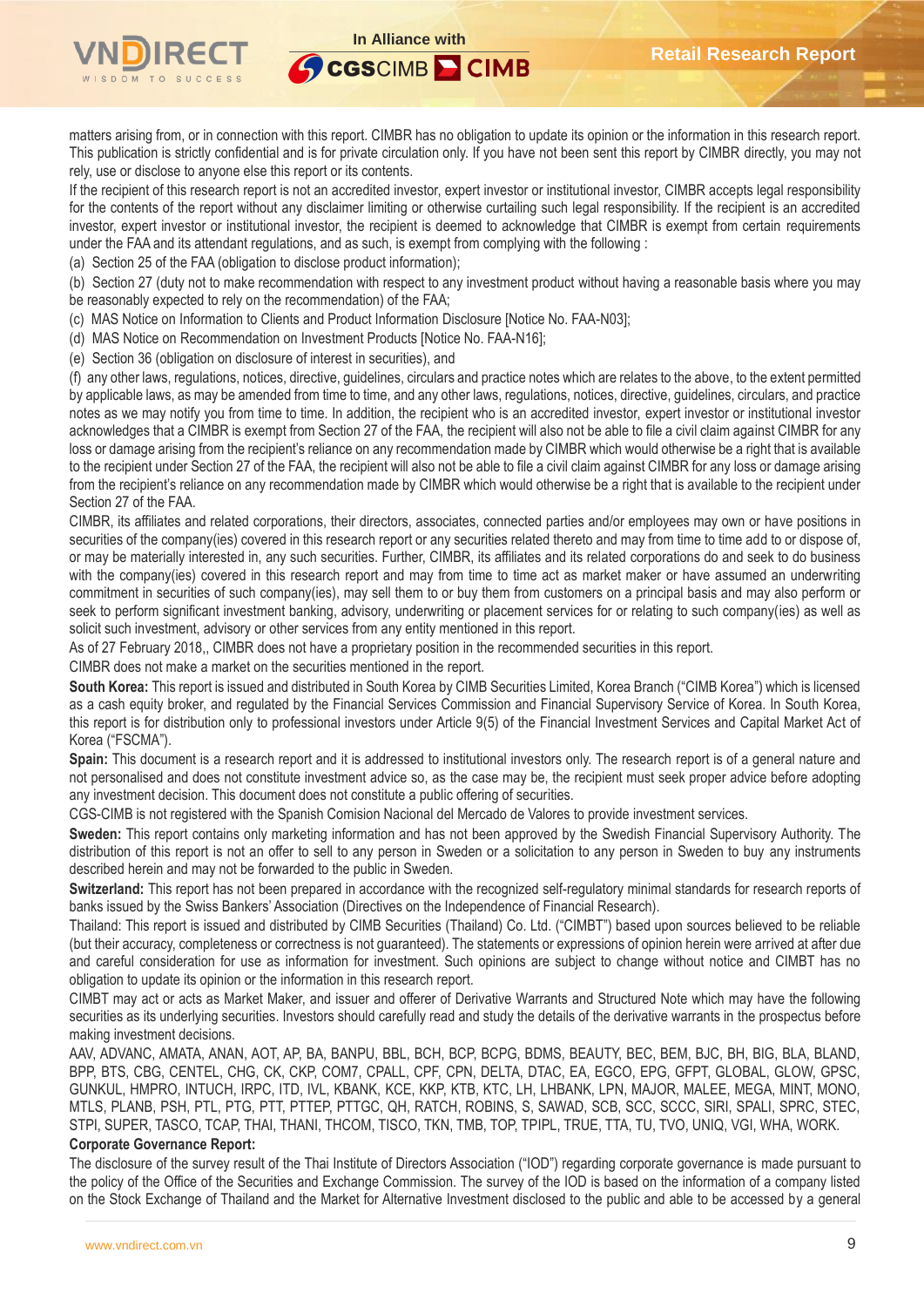matters arising from, or in connection with this report. CIMBR has no obligation to update its opinion or the information in this research report. This publication is strictly confidential and is for private circulation only. If you have not been sent this report by CIMBR directly, you may not rely, use or disclose to anyone else this report or its contents.

If the recipient of this research report is not an accredited investor, expert investor or institutional investor, CIMBR accepts legal responsibility for the contents of the report without any disclaimer limiting or otherwise curtailing such legal responsibility. If the recipient is an accredited investor, expert investor or institutional investor, the recipient is deemed to acknowledge that CIMBR is exempt from certain requirements under the FAA and its attendant regulations, and as such, is exempt from complying with the following :

(a) Section 25 of the FAA (obligation to disclose product information);

(b) Section 27 (duty not to make recommendation with respect to any investment product without having a reasonable basis where you may be reasonably expected to rely on the recommendation) of the FAA;

(c) MAS Notice on Information to Clients and Product Information Disclosure [Notice No. FAA-N03];

(d) MAS Notice on Recommendation on Investment Products [Notice No. FAA-N16];

(e) Section 36 (obligation on disclosure of interest in securities), and

(f) any other laws, regulations, notices, directive, guidelines, circulars and practice notes which are relates to the above, to the extent permitted by applicable laws, as may be amended from time to time, and any other laws, regulations, notices, directive, guidelines, circulars, and practice notes as we may notify you from time to time. In addition, the recipient who is an accredited investor, expert investor or institutional investor acknowledges that a CIMBR is exempt from Section 27 of the FAA, the recipient will also not be able to file a civil claim against CIMBR for any loss or damage arising from the recipient's reliance on any recommendation made by CIMBR which would otherwise be a right that is available to the recipient under Section 27 of the FAA, the recipient will also not be able to file a civil claim against CIMBR for any loss or damage arising from the recipient's reliance on any recommendation made by CIMBR which would otherwise be a right that is available to the recipient under Section 27 of the FAA.

CIMBR, its affiliates and related corporations, their directors, associates, connected parties and/or employees may own or have positions in securities of the company(ies) covered in this research report or any securities related thereto and may from time to time add to or dispose of, or may be materially interested in, any such securities. Further, CIMBR, its affiliates and its related corporations do and seek to do business with the company(ies) covered in this research report and may from time to time act as market maker or have assumed an underwriting commitment in securities of such company(ies), may sell them to or buy them from customers on a principal basis and may also perform or seek to perform significant investment banking, advisory, underwriting or placement services for or relating to such company(ies) as well as solicit such investment, advisory or other services from any entity mentioned in this report.

As of 27 February 2018,, CIMBR does not have a proprietary position in the recommended securities in this report.

CIMBR does not make a market on the securities mentioned in the report.

**South Korea:** This report is issued and distributed in South Korea by CIMB Securities Limited, Korea Branch ("CIMB Korea") which is licensed as a cash equity broker, and regulated by the Financial Services Commission and Financial Supervisory Service of Korea. In South Korea, this report is for distribution only to professional investors under Article 9(5) of the Financial Investment Services and Capital Market Act of Korea ("FSCMA").

**Spain:** This document is a research report and it is addressed to institutional investors only. The research report is of a general nature and not personalised and does not constitute investment advice so, as the case may be, the recipient must seek proper advice before adopting any investment decision. This document does not constitute a public offering of securities.

CGS-CIMB is not registered with the Spanish Comision Nacional del Mercado de Valores to provide investment services.

**Sweden:** This report contains only marketing information and has not been approved by the Swedish Financial Supervisory Authority. The distribution of this report is not an offer to sell to any person in Sweden or a solicitation to any person in Sweden to buy any instruments described herein and may not be forwarded to the public in Sweden.

**Switzerland:** This report has not been prepared in accordance with the recognized self-regulatory minimal standards for research reports of banks issued by the Swiss Bankers' Association (Directives on the Independence of Financial Research).

Thailand: This report is issued and distributed by CIMB Securities (Thailand) Co. Ltd. ("CIMBT") based upon sources believed to be reliable (but their accuracy, completeness or correctness is not guaranteed). The statements or expressions of opinion herein were arrived at after due and careful consideration for use as information for investment. Such opinions are subject to change without notice and CIMBT has no obligation to update its opinion or the information in this research report.

CIMBT may act or acts as Market Maker, and issuer and offerer of Derivative Warrants and Structured Note which may have the following securities as its underlying securities. Investors should carefully read and study the details of the derivative warrants in the prospectus before making investment decisions.

AAV, ADVANC, AMATA, ANAN, AOT, AP, BA, BANPU, BBL, BCH, BCP, BCPG, BDMS, BEAUTY, BEC, BEM, BJC, BH, BIG, BLA, BLAND, BPP, BTS, CBG, CENTEL, CHG, CK, CKP, COM7, CPALL, CPF, CPN, DELTA, DTAC, EA, EGCO, EPG, GFPT, GLOBAL, GLOW, GPSC, GUNKUL, HMPRO, INTUCH, IRPC, ITD, IVL, KBANK, KCE, KKP, KTB, KTC, LH, LHBANK, LPN, MAJOR, MALEE, MEGA, MINT, MONO, MTLS, PLANB, PSH, PTL, PTG, PTT, PTTEP, PTTGC, QH, RATCH, ROBINS, S, SAWAD, SCB, SCC, SCCC, SIRI, SPALI, SPRC, STEC, STPI, SUPER, TASCO, TCAP, THAI, THANI, THCOM, TISCO, TKN, TMB, TOP, TPIPL, TRUE, TTA, TU, TVO, UNIQ, VGI, WHA, WORK.

**Corporate Governance Report:**

The disclosure of the survey result of the Thai Institute of Directors Association ("IOD") regarding corporate governance is made pursuant to the policy of the Office of the Securities and Exchange Commission. The survey of the IOD is based on the information of a company listed on the Stock Exchange of Thailand and the Market for Alternative Investment disclosed to the public and able to be accessed by a general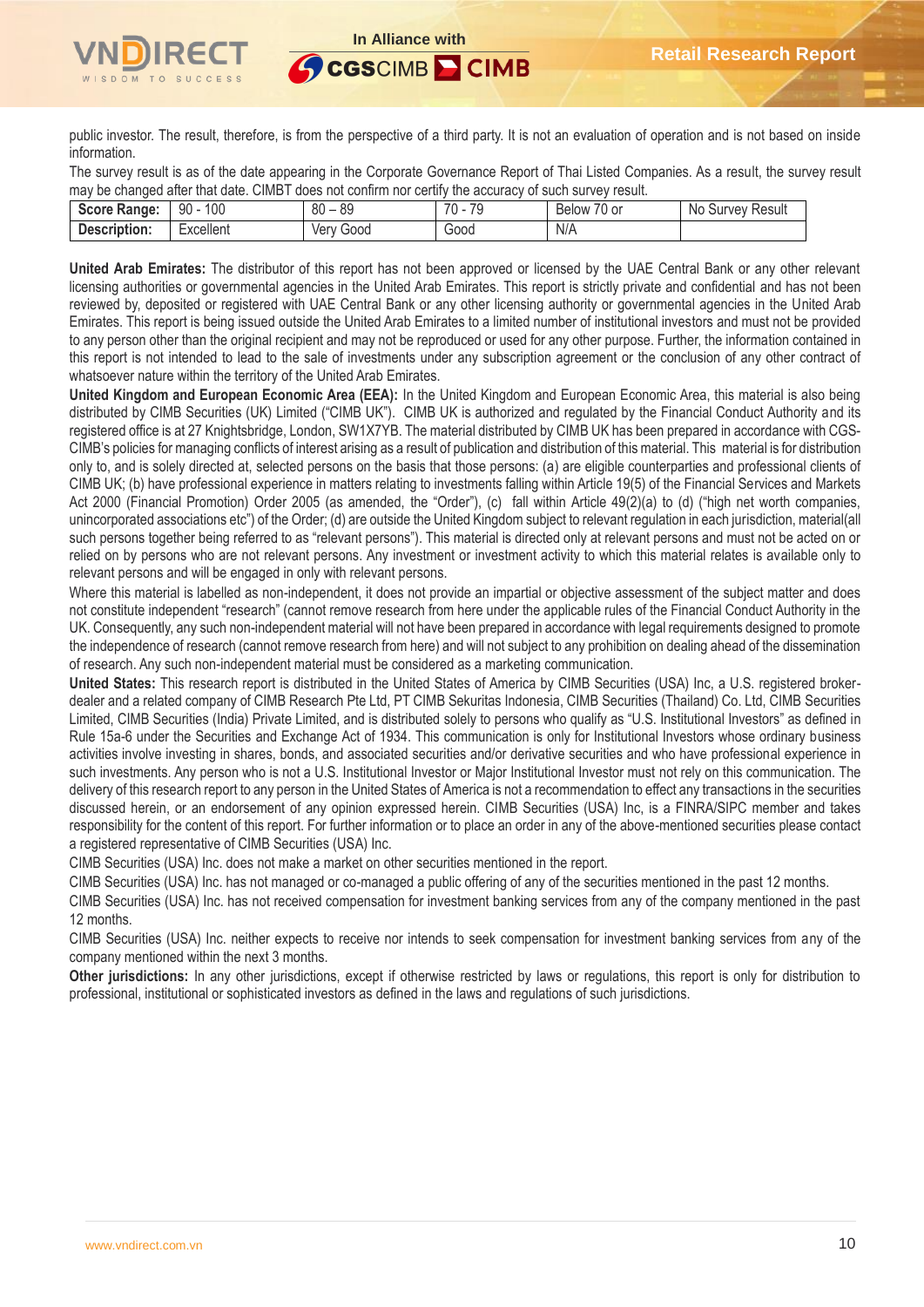public investor. The result, therefore, is from the perspective of a third party. It is not an evaluation of operation and is not based on inside information.

The survey result is as of the date appearing in the Corporate Governance Report of Thai Listed Companies. As a result, the survey result may be changed after that date. CIMBT does not confirm nor certify the accuracy of such survey result.

| **Score Range:** | 90 - 100 | 80 – 89 | 70 - 79 | Below 70 or | No Survey Result |
|---|---|---|---|---|---|
| **Description:** | Excellent | Very Good | Good | N/A | |

**United Arab Emirates:** The distributor of this report has not been approved or licensed by the UAE Central Bank or any other relevant licensing authorities or governmental agencies in the United Arab Emirates. This report is strictly private and confidential and has not been reviewed by, deposited or registered with UAE Central Bank or any other licensing authority or governmental agencies in the United Arab Emirates. This report is being issued outside the United Arab Emirates to a limited number of institutional investors and must not be provided to any person other than the original recipient and may not be reproduced or used for any other purpose. Further, the information contained in this report is not intended to lead to the sale of investments under any subscription agreement or the conclusion of any other contract of whatsoever nature within the territory of the United Arab Emirates.

**United Kingdom and European Economic Area (EEA):** In the United Kingdom and European Economic Area, this material is also being distributed by CIMB Securities (UK) Limited ("CIMB UK"). CIMB UK is authorized and regulated by the Financial Conduct Authority and its registered office is at 27 Knightsbridge, London, SW1X7YB. The material distributed by CIMB UK has been prepared in accordance with CGS-CIMB's policies for managing conflicts of interest arising as a result of publication and distribution of this material. This material is for distribution only to, and is solely directed at, selected persons on the basis that those persons: (a) are eligible counterparties and professional clients of CIMB UK; (b) have professional experience in matters relating to investments falling within Article 19(5) of the Financial Services and Markets Act 2000 (Financial Promotion) Order 2005 (as amended, the "Order"), (c) fall within Article 49(2)(a) to (d) ("high net worth companies, unincorporated associations etc") of the Order; (d) are outside the United Kingdom subject to relevant regulation in each jurisdiction, material(all such persons together being referred to as "relevant persons"). This material is directed only at relevant persons and must not be acted on or relied on by persons who are not relevant persons. Any investment or investment activity to which this material relates is available only to relevant persons and will be engaged in only with relevant persons.

Where this material is labelled as non-independent, it does not provide an impartial or objective assessment of the subject matter and does not constitute independent "research" (cannot remove research from here under the applicable rules of the Financial Conduct Authority in the UK. Consequently, any such non-independent material will not have been prepared in accordance with legal requirements designed to promote the independence of research (cannot remove research from here) and will not subject to any prohibition on dealing ahead of the dissemination of research. Any such non-independent material must be considered as a marketing communication.

**United States:** This research report is distributed in the United States of America by CIMB Securities (USA) Inc, a U.S. registered broker-dealer and a related company of CIMB Research Pte Ltd, PT CIMB Sekuritas Indonesia, CIMB Securities (Thailand) Co. Ltd, CIMB Securities Limited, CIMB Securities (India) Private Limited, and is distributed solely to persons who qualify as "U.S. Institutional Investors" as defined in Rule 15a-6 under the Securities and Exchange Act of 1934. This communication is only for Institutional Investors whose ordinary business activities involve investing in shares, bonds, and associated securities and/or derivative securities and who have professional experience in such investments. Any person who is not a U.S. Institutional Investor or Major Institutional Investor must not rely on this communication. The delivery of this research report to any person in the United States of America is not a recommendation to effect any transactions in the securities discussed herein, or an endorsement of any opinion expressed herein. CIMB Securities (USA) Inc, is a FINRA/SIPC member and takes responsibility for the content of this report. For further information or to place an order in any of the above-mentioned securities please contact a registered representative of CIMB Securities (USA) Inc.

CIMB Securities (USA) Inc. does not make a market on other securities mentioned in the report.

CIMB Securities (USA) Inc. has not managed or co-managed a public offering of any of the securities mentioned in the past 12 months.

CIMB Securities (USA) Inc. has not received compensation for investment banking services from any of the company mentioned in the past 12 months.

CIMB Securities (USA) Inc. neither expects to receive nor intends to seek compensation for investment banking services from any of the company mentioned within the next 3 months.

**Other jurisdictions:** In any other jurisdictions, except if otherwise restricted by laws or regulations, this report is only for distribution to professional, institutional or sophisticated investors as defined in the laws and regulations of such jurisdictions.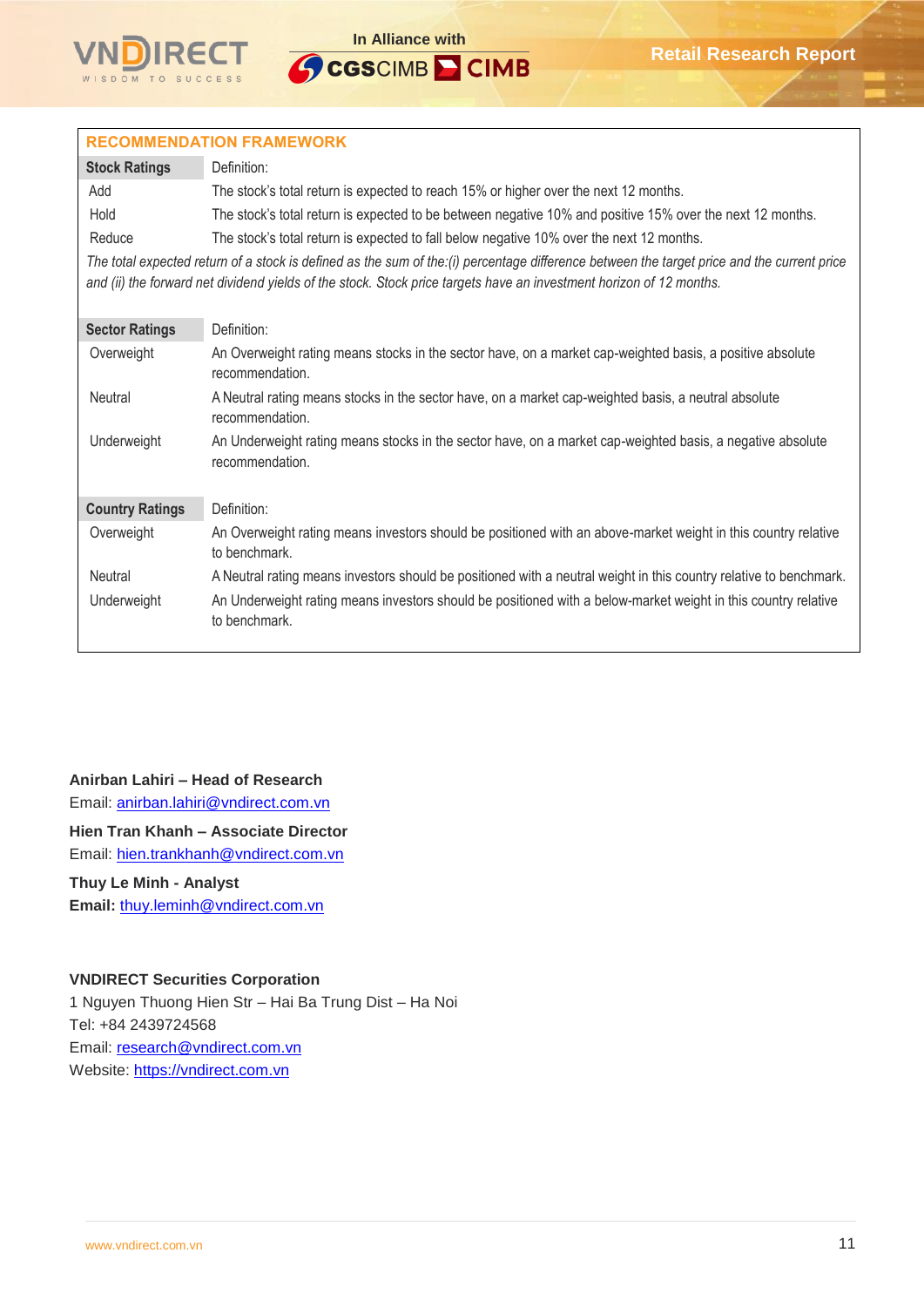## RECOMMENDATION FRAMEWORK

| Stock Ratings | Definition: |
|---|---|
| Add | The stock's total return is expected to reach 15% or higher over the next 12 months. |
| Hold | The stock's total return is expected to be between negative 10% and positive 15% over the next 12 months. |
| Reduce | The stock's total return is expected to fall below negative 10% over the next 12 months. |

*The total expected return of a stock is defined as the sum of the:(i) percentage difference between the target price and the current price and (ii) the forward net dividend yields of the stock. Stock price targets have an investment horizon of 12 months.*

| Sector Ratings | Definition: |
|---|---|
| Overweight | An Overweight rating means stocks in the sector have, on a market cap-weighted basis, a positive absolute recommendation. |
| Neutral | A Neutral rating means stocks in the sector have, on a market cap-weighted basis, a neutral absolute recommendation. |
| Underweight | An Underweight rating means stocks in the sector have, on a market cap-weighted basis, a negative absolute recommendation. |

| Country Ratings | Definition: |
|---|---|
| Overweight | An Overweight rating means investors should be positioned with an above-market weight in this country relative to benchmark. |
| Neutral | A Neutral rating means investors should be positioned with a neutral weight in this country relative to benchmark. |
| Underweight | An Underweight rating means investors should be positioned with a below-market weight in this country relative to benchmark. |

**Anirban Lahiri – Head of Research**
Email: anirban.lahiri@vndirect.com.vn

**Hien Tran Khanh – Associate Director**
Email: hien.trankhanh@vndirect.com.vn

**Thuy Le Minh - Analyst**
**Email:** thuy.leminh@vndirect.com.vn

**VNDIRECT Securities Corporation**
1 Nguyen Thuong Hien Str – Hai Ba Trung Dist – Ha Noi
Tel: +84 2439724568
Email: research@vndirect.com.vn
Website: https://vndirect.com.vn